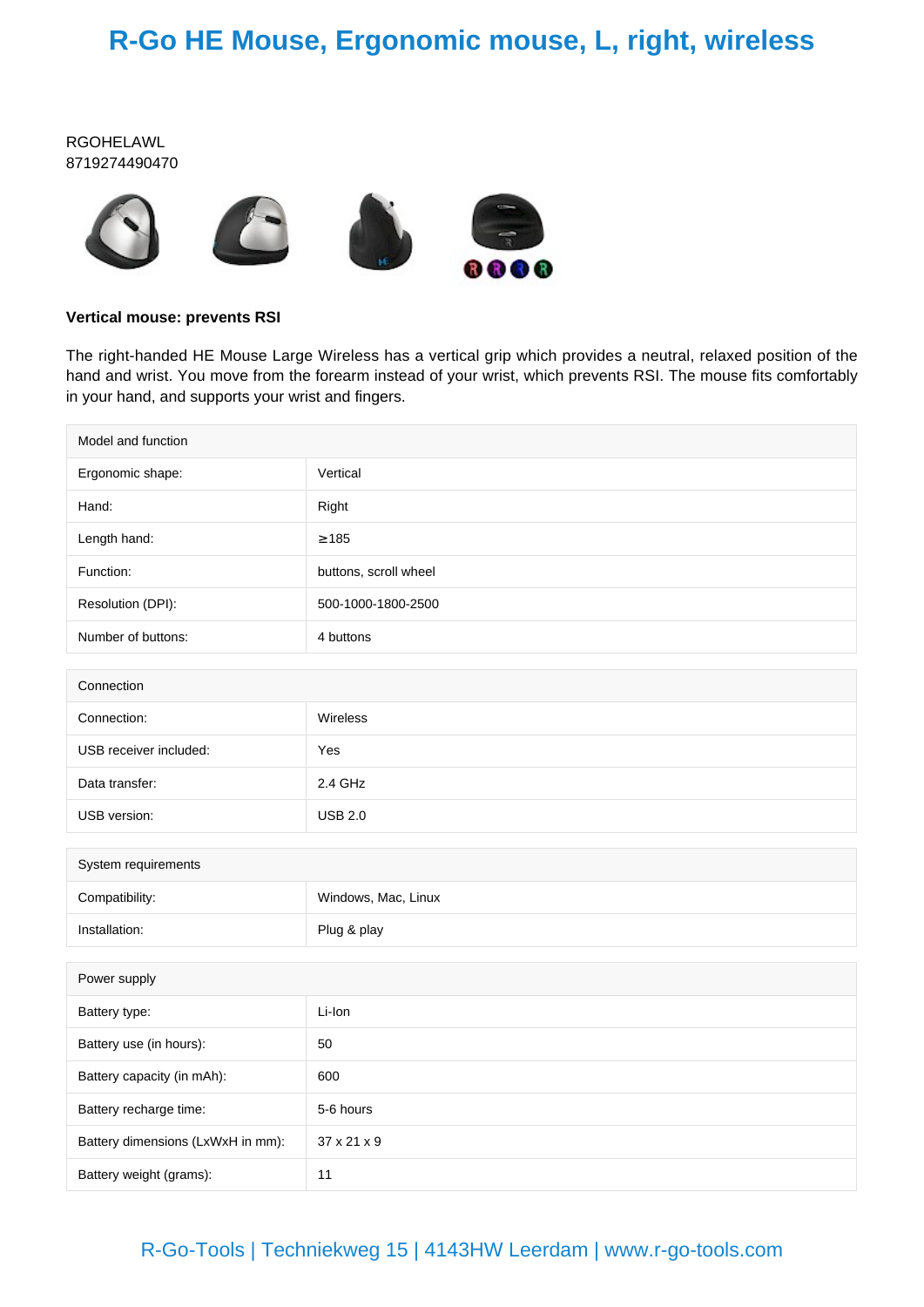# R-Go HE Mouse, Ergonomic mouse, L, right, wireless

RGOHELAWL
8719274490470

**Vertical mouse: prevents RSI**

The right-handed HE Mouse Large Wireless has a vertical grip which provides a neutral, relaxed position of the hand and wrist. You move from the forearm instead of your wrist, which prevents RSI. The mouse fits comfortably in your hand, and supports your wrist and fingers.

| Model and function | |
|---|---|
| Ergonomic shape: | Vertical |
| Hand: | Right |
| Length hand: | ≥185 |
| Function: | buttons, scroll wheel |
| Resolution (DPI): | 500-1000-1800-2500 |
| Number of buttons: | 4 buttons |

| Connection | |
|---|---|
| Connection: | Wireless |
| USB receiver included: | Yes |
| Data transfer: | 2.4 GHz |
| USB version: | USB 2.0 |

| System requirements | |
|---|---|
| Compatibility: | Windows, Mac, Linux |
| Installation: | Plug & play |

| Power supply | |
|---|---|
| Battery type: | Li-Ion |
| Battery use (in hours): | 50 |
| Battery capacity (in mAh): | 600 |
| Battery recharge time: | 5-6 hours |
| Battery dimensions (LxWxH in mm): | 37 x 21 x 9 |
| Battery weight (grams): | 11 |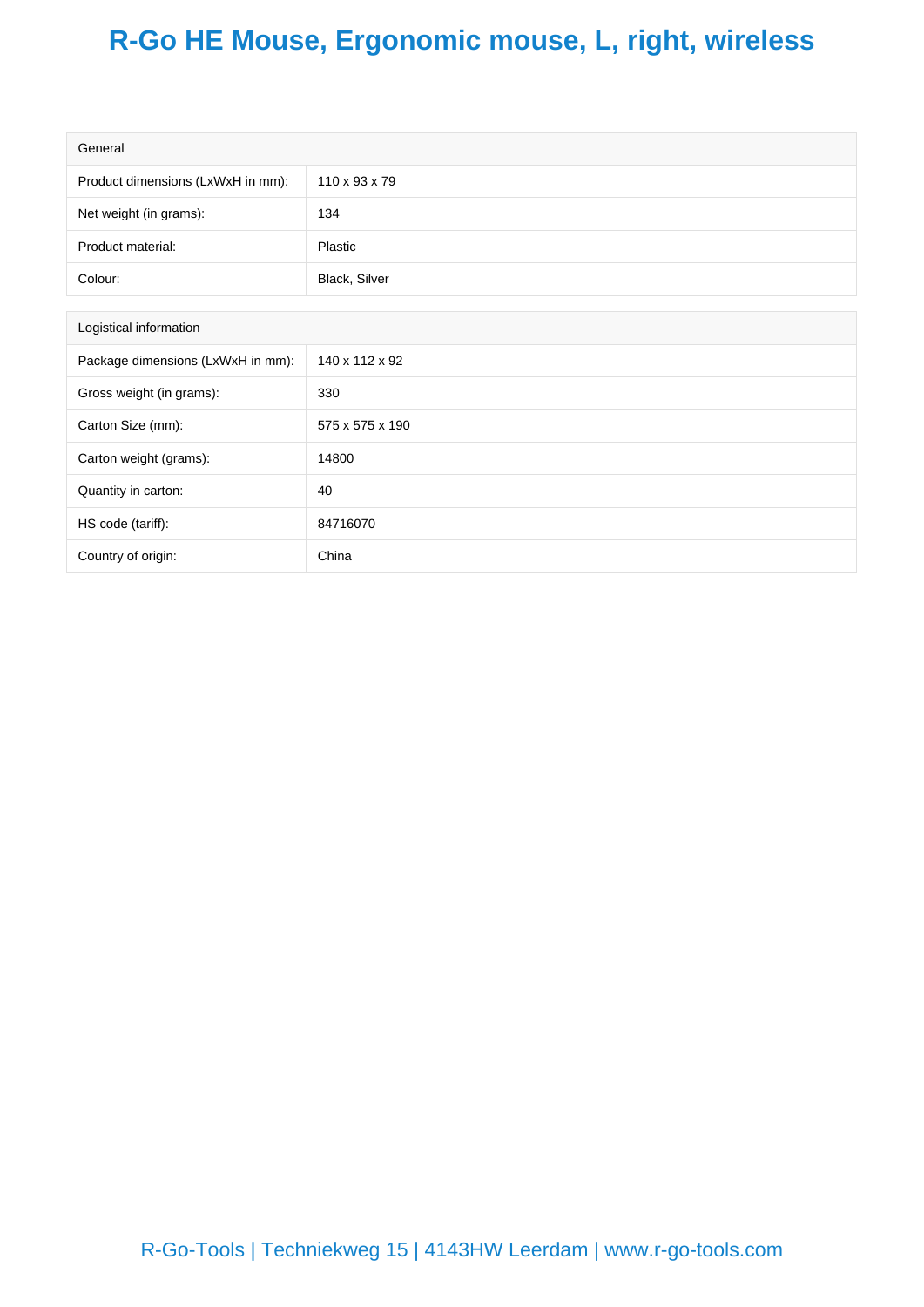# R-Go HE Mouse, Ergonomic mouse, L, right, wireless

| General | |
|---|---|
| Product dimensions (LxWxH in mm): | 110 x 93 x 79 |
| Net weight (in grams): | 134 |
| Product material: | Plastic |
| Colour: | Black, Silver |

| Logistical information | |
|---|---|
| Package dimensions (LxWxH in mm): | 140 x 112 x 92 |
| Gross weight (in grams): | 330 |
| Carton Size (mm): | 575 x 575 x 190 |
| Carton weight (grams): | 14800 |
| Quantity in carton: | 40 |
| HS code (tariff): | 84716070 |
| Country of origin: | China |

R-Go-Tools | Techniekweg 15 | 4143HW Leerdam | www.r-go-tools.com